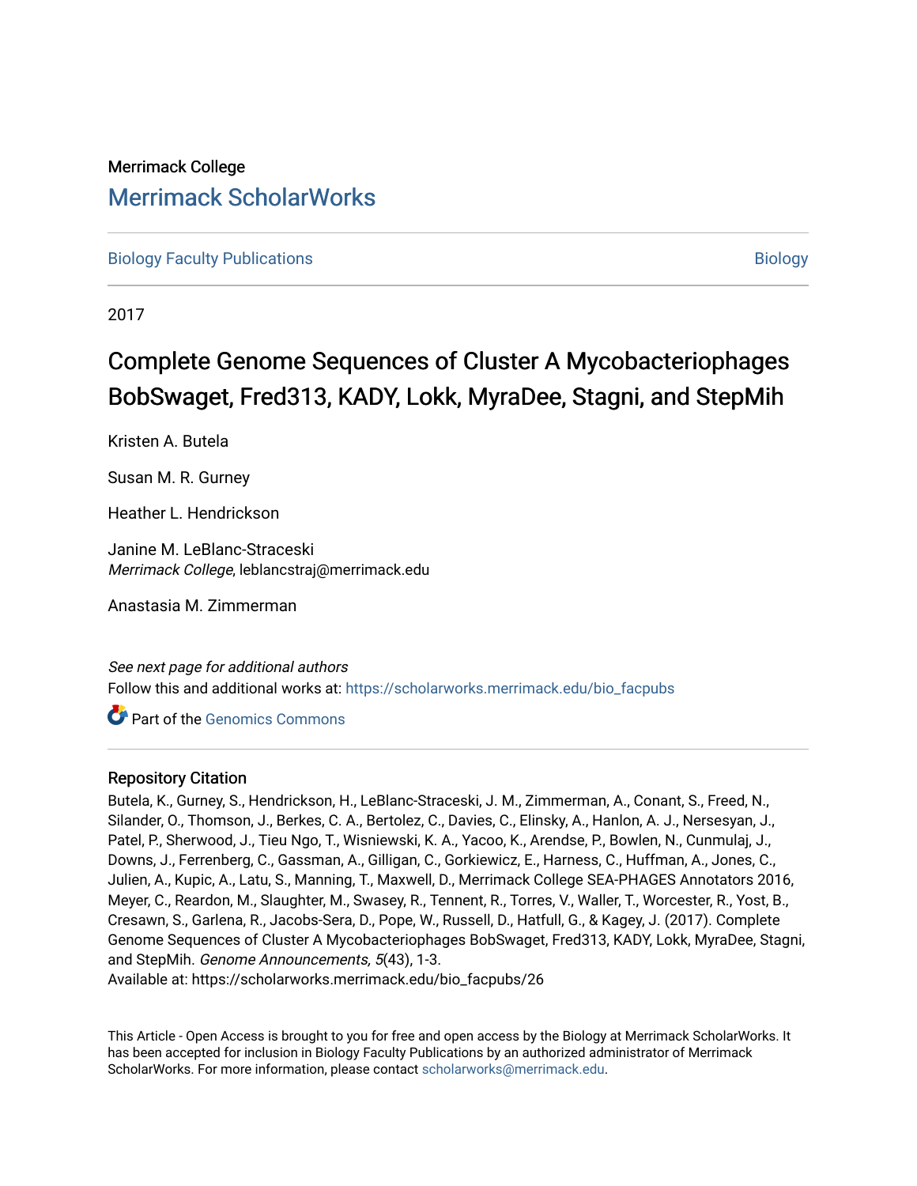Merrimack College

# Merrimack ScholarWorks

Biology Faculty Publications | Biology

2017

# Complete Genome Sequences of Cluster A Mycobacteriophages BobSwaget, Fred313, KADY, Lokk, MyraDee, Stagni, and StepMih

Kristen A. Butela

Susan M. R. Gurney

Heather L. Hendrickson

Janine M. LeBlanc-Straceski
*Merrimack College*, leblancstraj@merrimack.edu

Anastasia M. Zimmerman

*See next page for additional authors*

Follow this and additional works at: https://scholarworks.merrimack.edu/bio_facpubs

Part of the Genomics Commons

## Repository Citation

Butela, K., Gurney, S., Hendrickson, H., LeBlanc-Straceski, J. M., Zimmerman, A., Conant, S., Freed, N., Silander, O., Thomson, J., Berkes, C. A., Bertolez, C., Davies, C., Elinsky, A., Hanlon, A. J., Nersesyan, J., Patel, P., Sherwood, J., Tieu Ngo, T., Wisniewski, K. A., Yacoo, K., Arendse, P., Bowlen, N., Cunmulaj, J., Downs, J., Ferrenberg, C., Gassman, A., Gilligan, C., Gorkiewicz, E., Harness, C., Huffman, A., Jones, C., Julien, A., Kupic, A., Latu, S., Manning, T., Maxwell, D., Merrimack College SEA-PHAGES Annotators 2016, Meyer, C., Reardon, M., Slaughter, M., Swasey, R., Tennent, R., Torres, V., Waller, T., Worcester, R., Yost, B., Cresawn, S., Garlena, R., Jacobs-Sera, D., Pope, W., Russell, D., Hatfull, G., & Kagey, J. (2017). Complete Genome Sequences of Cluster A Mycobacteriophages BobSwaget, Fred313, KADY, Lokk, MyraDee, Stagni, and StepMih. *Genome Announcements, 5*(43), 1-3.
Available at: https://scholarworks.merrimack.edu/bio_facpubs/26

This Article - Open Access is brought to you for free and open access by the Biology at Merrimack ScholarWorks. It has been accepted for inclusion in Biology Faculty Publications by an authorized administrator of Merrimack ScholarWorks. For more information, please contact scholarworks@merrimack.edu.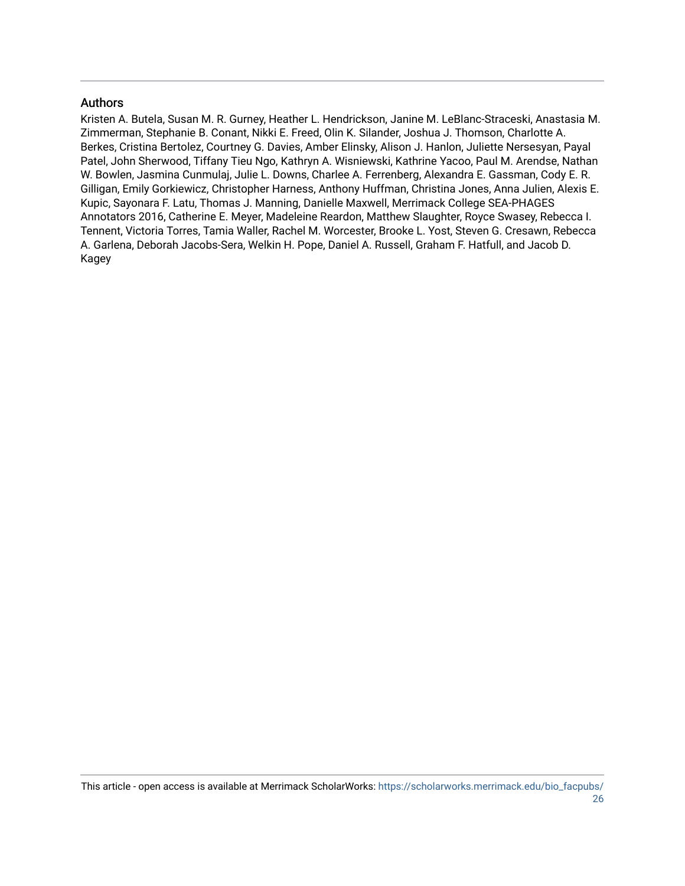## Authors

Kristen A. Butela, Susan M. R. Gurney, Heather L. Hendrickson, Janine M. LeBlanc-Straceski, Anastasia M. Zimmerman, Stephanie B. Conant, Nikki E. Freed, Olin K. Silander, Joshua J. Thomson, Charlotte A. Berkes, Cristina Bertolez, Courtney G. Davies, Amber Elinsky, Alison J. Hanlon, Juliette Nersesyan, Payal Patel, John Sherwood, Tiffany Tieu Ngo, Kathryn A. Wisniewski, Kathrine Yacoo, Paul M. Arendse, Nathan W. Bowlen, Jasmina Cunmulaj, Julie L. Downs, Charlee A. Ferrenberg, Alexandra E. Gassman, Cody E. R. Gilligan, Emily Gorkiewicz, Christopher Harness, Anthony Huffman, Christina Jones, Anna Julien, Alexis E. Kupic, Sayonara F. Latu, Thomas J. Manning, Danielle Maxwell, Merrimack College SEA-PHAGES Annotators 2016, Catherine E. Meyer, Madeleine Reardon, Matthew Slaughter, Royce Swasey, Rebecca I. Tennent, Victoria Torres, Tamia Waller, Rachel M. Worcester, Brooke L. Yost, Steven G. Cresawn, Rebecca A. Garlena, Deborah Jacobs-Sera, Welkin H. Pope, Daniel A. Russell, Graham F. Hatfull, and Jacob D. Kagey

This article - open access is available at Merrimack ScholarWorks: https://scholarworks.merrimack.edu/bio_facpubs/26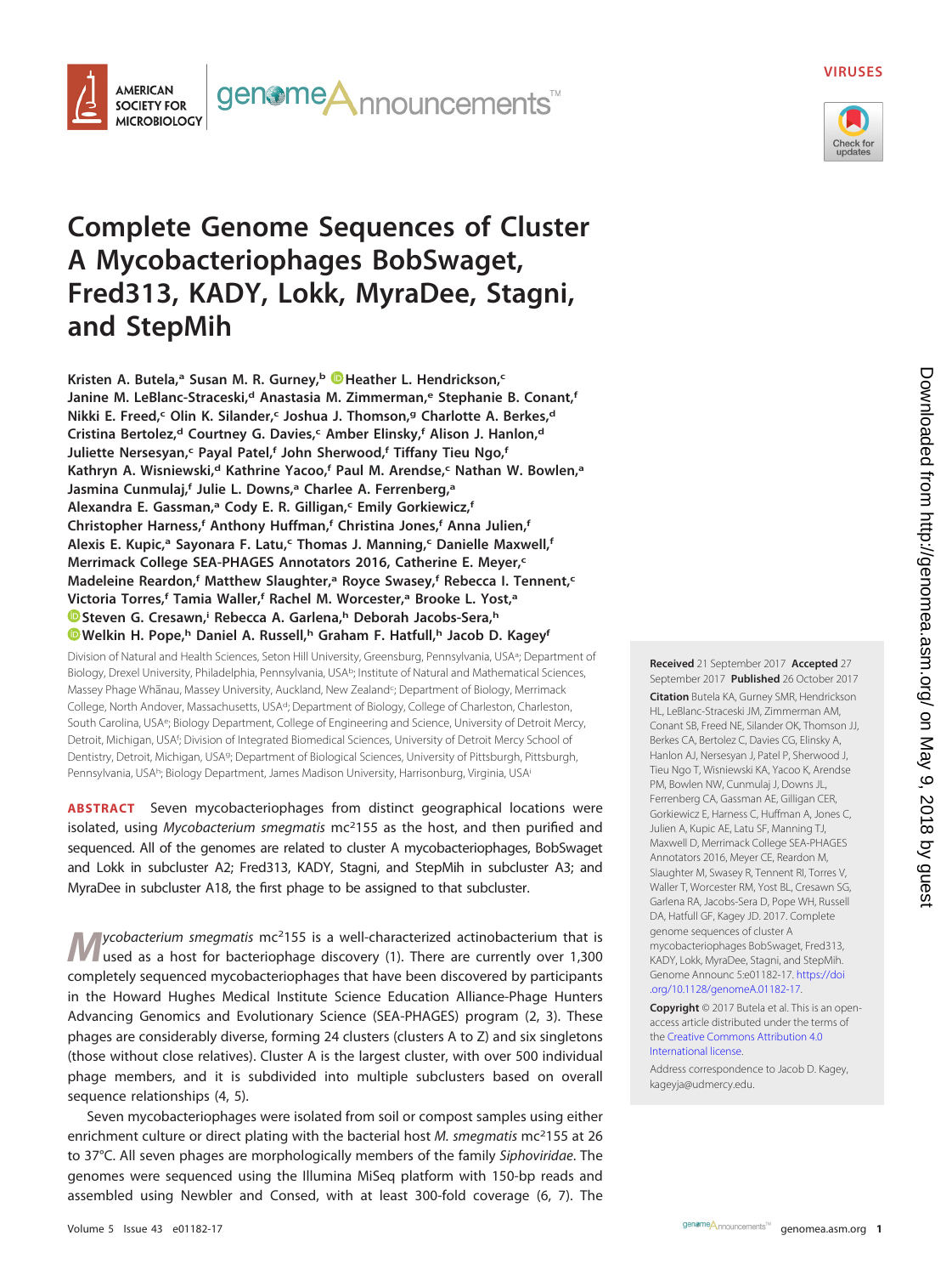# Complete Genome Sequences of Cluster A Mycobacteriophages BobSwaget, Fred313, KADY, Lokk, MyraDee, Stagni, and StepMih

Kristen A. Butela,[a] Susan M. R. Gurney,[b] Heather L. Hendrickson,[c] Janine M. LeBlanc-Straceski,[d] Anastasia M. Zimmerman,[e] Stephanie B. Conant,[f] Nikki E. Freed,[c] Olin K. Silander,[c] Joshua J. Thomson,[g] Charlotte A. Berkes,[d] Cristina Bertolez,[d] Courtney G. Davies,[c] Amber Elinsky,[f] Alison J. Hanlon,[d] Juliette Nersesyan,[c] Payal Patel,[f] John Sherwood,[f] Tiffany Tieu Ngo,[f] Kathryn A. Wisniewski,[d] Kathrine Yacoo,[f] Paul M. Arendse,[c] Nathan W. Bowlen,[a] Jasmina Cunmulaj,[f] Julie L. Downs,[a] Charlee A. Ferrenberg,[a] Alexandra E. Gassman,[a] Cody E. R. Gilligan,[c] Emily Gorkiewicz,[f] Christopher Harness,[f] Anthony Huffman,[f] Christina Jones,[f] Anna Julien,[f] Alexis E. Kupic,[a] Sayonara F. Latu,[c] Thomas J. Manning,[c] Danielle Maxwell,[f] Merrimack College SEA-PHAGES Annotators 2016, Catherine E. Meyer,[c] Madeleine Reardon,[f] Matthew Slaughter,[a] Royce Swasey,[f] Rebecca I. Tennent,[c] Victoria Torres,[f] Tamia Waller,[f] Rachel M. Worcester,[a] Brooke L. Yost,[a] Steven G. Cresawn,[i] Rebecca A. Garlena,[h] Deborah Jacobs-Sera,[h] Welkin H. Pope,[h] Daniel A. Russell,[h] Graham F. Hatfull,[h] Jacob D. Kagey[f]

Division of Natural and Health Sciences, Seton Hill University, Greensburg, Pennsylvania, USA[a]; Department of Biology, Drexel University, Philadelphia, Pennsylvania, USA[b]; Institute of Natural and Mathematical Sciences, Massey Phage Whānau, Massey University, Auckland, New Zealand[c]; Department of Biology, Merrimack College, North Andover, Massachusetts, USA[d]; Department of Biology, College of Charleston, Charleston, South Carolina, USA[e]; Biology Department, College of Engineering and Science, University of Detroit Mercy, Detroit, Michigan, USA[f]; Division of Integrated Biomedical Sciences, University of Detroit Mercy School of Dentistry, Detroit, Michigan, USA[g]; Department of Biological Sciences, University of Pittsburgh, Pittsburgh, Pennsylvania, USA[h]; Biology Department, James Madison University, Harrisonburg, Virginia, USA[i]

**ABSTRACT** Seven mycobacteriophages from distinct geographical locations were isolated, using *Mycobacterium smegmatis* mc²155 as the host, and then purified and sequenced. All of the genomes are related to cluster A mycobacteriophages, BobSwaget and Lokk in subcluster A2; Fred313, KADY, Stagni, and StepMih in subcluster A3; and MyraDee in subcluster A18, the first phage to be assigned to that subcluster.

*Mycobacterium smegmatis* mc²155 is a well-characterized actinobacterium that is used as a host for bacteriophage discovery (1). There are currently over 1,300 completely sequenced mycobacteriophages that have been discovered by participants in the Howard Hughes Medical Institute Science Education Alliance-Phage Hunters Advancing Genomics and Evolutionary Science (SEA-PHAGES) program (2, 3). These phages are considerably diverse, forming 24 clusters (clusters A to Z) and six singletons (those without close relatives). Cluster A is the largest cluster, with over 500 individual phage members, and it is subdivided into multiple subclusters based on overall sequence relationships (4, 5).

Seven mycobacteriophages were isolated from soil or compost samples using either enrichment culture or direct plating with the bacterial host *M. smegmatis* mc²155 at 26 to 37°C. All seven phages are morphologically members of the family *Siphoviridae*. The genomes were sequenced using the Illumina MiSeq platform with 150-bp reads and assembled using Newbler and Consed, with at least 300-fold coverage (6, 7). The

**Received** 21 September 2017 **Accepted** 27 September 2017 **Published** 26 October 2017

**Citation** Butela KA, Gurney SMR, Hendrickson HL, LeBlanc-Straceski JM, Zimmerman AM, Conant SB, Freed NE, Silander OK, Thomson JJ, Berkes CA, Bertolez C, Davies CG, Elinsky A, Hanlon AJ, Nersesyan J, Patel P, Sherwood J, Tieu Ngo T, Wisniewski KA, Yacoo K, Arendse PM, Bowlen NW, Cunmulaj J, Downs JL, Ferrenberg CA, Gassman AE, Gilligan CER, Gorkiewicz E, Harness C, Huffman A, Jones C, Julien A, Kupic AE, Latu SF, Manning TJ, Maxwell D, Merrimack College SEA-PHAGES Annotators 2016, Meyer CE, Reardon M, Slaughter M, Swasey R, Tennent RI, Torres V, Waller T, Worcester RM, Yost BL, Cresawn SG, Garlena RA, Jacobs-Sera D, Pope WH, Russell DA, Hatfull GF, Kagey JD. 2017. Complete genome sequences of cluster A mycobacteriophages BobSwaget, Fred313, KADY, Lokk, MyraDee, Stagni, and StepMih. Genome Announc 5:e01182-17. https://doi.org/10.1128/genomeA.01182-17.

**Copyright** © 2017 Butela et al. This is an open-access article distributed under the terms of the Creative Commons Attribution 4.0 International license.

Address correspondence to Jacob D. Kagey, kageyja@udmercy.edu.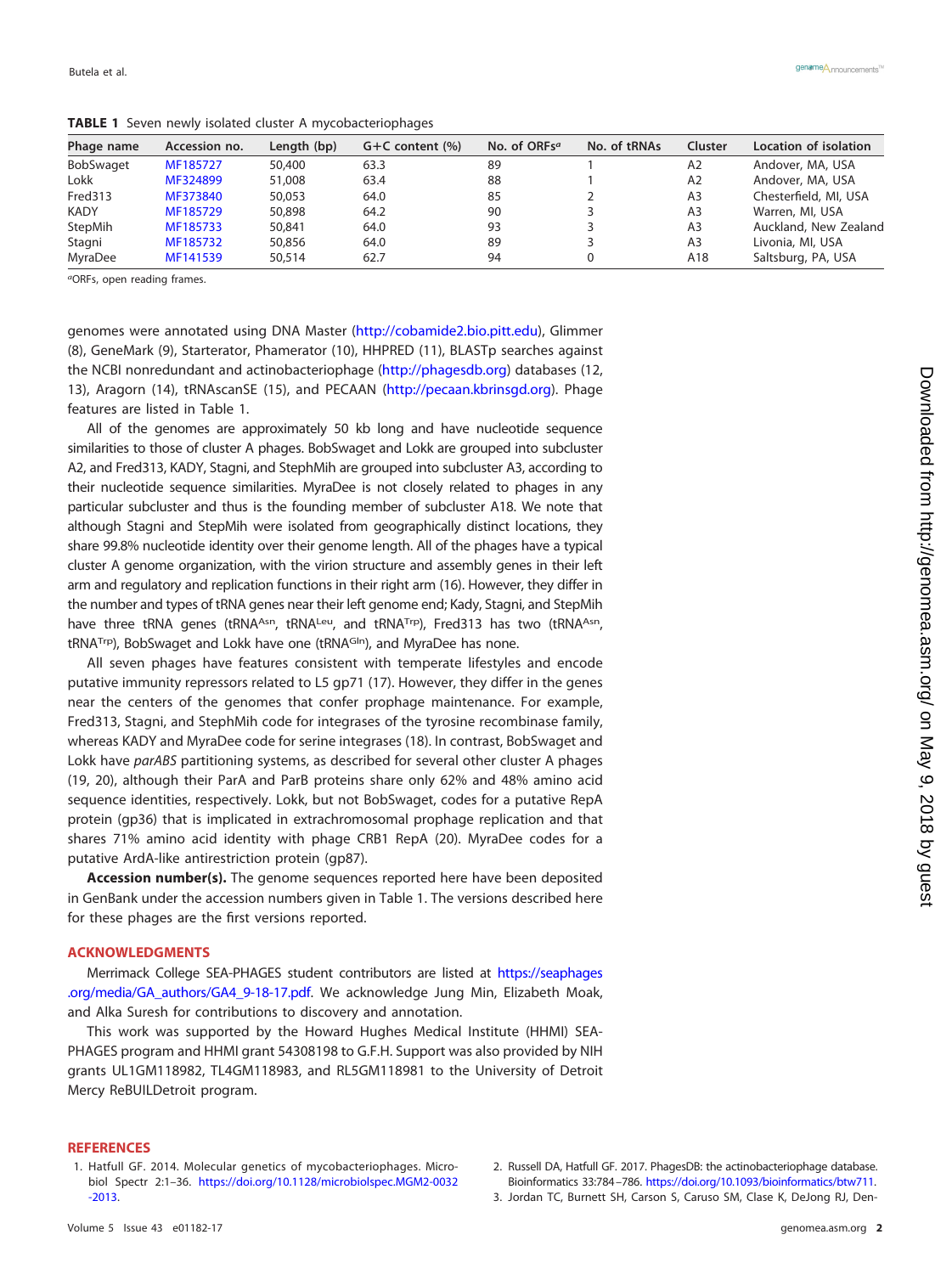**TABLE 1** Seven newly isolated cluster A mycobacteriophages

| Phage name | Accession no. | Length (bp) | G+C content (%) | No. of ORFs[a] | No. of tRNAs | Cluster | Location of isolation |
|---|---|---|---|---|---|---|---|
| BobSwaget | MF185727 | 50,400 | 63.3 | 89 | 1 | A2 | Andover, MA, USA |
| Lokk | MF324899 | 51,008 | 63.4 | 88 | 1 | A2 | Andover, MA, USA |
| Fred313 | MF373840 | 50,053 | 64.0 | 85 | 2 | A3 | Chesterfield, MI, USA |
| KADY | MF185729 | 50,898 | 64.2 | 90 | 3 | A3 | Warren, MI, USA |
| StepMih | MF185733 | 50,841 | 64.0 | 93 | 3 | A3 | Auckland, New Zealand |
| Stagni | MF185732 | 50,856 | 64.0 | 89 | 3 | A3 | Livonia, MI, USA |
| MyraDee | MF141539 | 50,514 | 62.7 | 94 | 0 | A18 | Saltsburg, PA, USA |

[a]ORFs, open reading frames.

genomes were annotated using DNA Master (http://cobamide2.bio.pitt.edu), Glimmer (8), GeneMark (9), Starterator, Phamerator (10), HHPRED (11), BLASTp searches against the NCBI nonredundant and actinobacteriophage (http://phagesdb.org) databases (12, 13), Aragorn (14), tRNAscanSE (15), and PECAAN (http://pecaan.kbrinsgd.org). Phage features are listed in Table 1.

All of the genomes are approximately 50 kb long and have nucleotide sequence similarities to those of cluster A phages. BobSwaget and Lokk are grouped into subcluster A2, and Fred313, KADY, Stagni, and StephMih are grouped into subcluster A3, according to their nucleotide sequence similarities. MyraDee is not closely related to phages in any particular subcluster and thus is the founding member of subcluster A18. We note that although Stagni and StepMih were isolated from geographically distinct locations, they share 99.8% nucleotide identity over their genome length. All of the phages have a typical cluster A genome organization, with the virion structure and assembly genes in their left arm and regulatory and replication functions in their right arm (16). However, they differ in the number and types of tRNA genes near their left genome end; Kady, Stagni, and StepMih have three tRNA genes ($tRNA^{Asn}$, $tRNA^{Leu}$, and $tRNA^{Trp}$), Fred313 has two ($tRNA^{Asn}$, $tRNA^{Trp}$), BobSwaget and Lokk have one ($tRNA^{Gln}$), and MyraDee has none.

All seven phages have features consistent with temperate lifestyles and encode putative immunity repressors related to L5 gp71 (17). However, they differ in the genes near the centers of the genomes that confer prophage maintenance. For example, Fred313, Stagni, and StephMih code for integrases of the tyrosine recombinase family, whereas KADY and MyraDee code for serine integrases (18). In contrast, BobSwaget and Lokk have *parABS* partitioning systems, as described for several other cluster A phages (19, 20), although their ParA and ParB proteins share only 62% and 48% amino acid sequence identities, respectively. Lokk, but not BobSwaget, codes for a putative RepA protein (gp36) that is implicated in extrachromosomal prophage replication and that shares 71% amino acid identity with phage CRB1 RepA (20). MyraDee codes for a putative ArdA-like antirestriction protein (gp87).

**Accession number(s).** The genome sequences reported here have been deposited in GenBank under the accession numbers given in Table 1. The versions described here for these phages are the first versions reported.

## ACKNOWLEDGMENTS

Merrimack College SEA-PHAGES student contributors are listed at https://seaphages.org/media/GA_authors/GA4_9-18-17.pdf. We acknowledge Jung Min, Elizabeth Moak, and Alka Suresh for contributions to discovery and annotation.

This work was supported by the Howard Hughes Medical Institute (HHMI) SEA-PHAGES program and HHMI grant 54308198 to G.F.H. Support was also provided by NIH grants UL1GM118982, TL4GM118983, and RL5GM118981 to the University of Detroit Mercy ReBUILDetroit program.

## REFERENCES

1. Hatfull GF. 2014. Molecular genetics of mycobacteriophages. Microbiol Spectr 2:1–36. https://doi.org/10.1128/microbiolspec.MGM2-0032-2013.
2. Russell DA, Hatfull GF. 2017. PhagesDB: the actinobacteriophage database. Bioinformatics 33:784–786. https://doi.org/10.1093/bioinformatics/btw711.
3. Jordan TC, Burnett SH, Carson S, Caruso SM, Clase K, DeJong RJ, Den-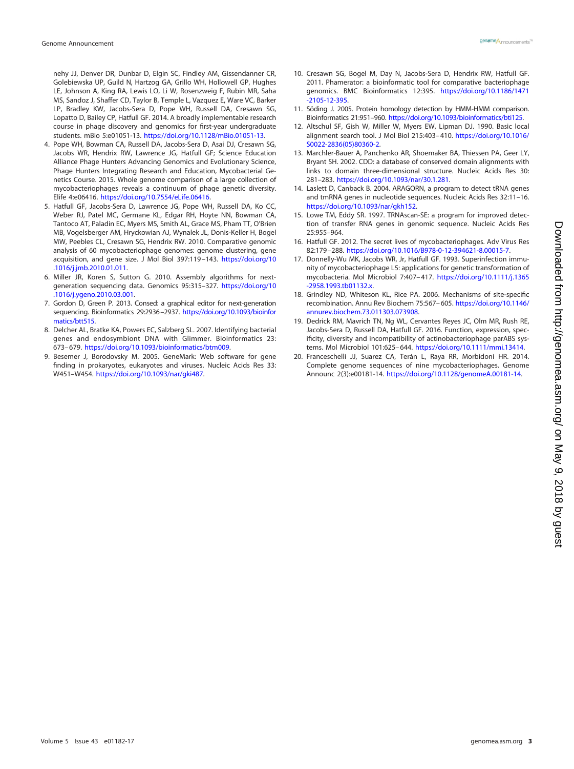nehy JJ, Denver DR, Dunbar D, Elgin SC, Findley AM, Gissendanner CR, Golebiewska UP, Guild N, Hartzog GA, Grillo WH, Hollowell GP, Hughes LE, Johnson A, King RA, Lewis LO, Li W, Rosenzweig F, Rubin MR, Saha MS, Sandoz J, Shaffer CD, Taylor B, Temple L, Vazquez E, Ware VC, Barker LP, Bradley KW, Jacobs-Sera D, Pope WH, Russell DA, Cresawn SG, Lopatto D, Bailey CP, Hatfull GF. 2014. A broadly implementable research course in phage discovery and genomics for first-year undergraduate students. mBio 5:e01051-13. https://doi.org/10.1128/mBio.01051-13.

4. Pope WH, Bowman CA, Russell DA, Jacobs-Sera D, Asai DJ, Cresawn SG, Jacobs WR, Hendrix RW, Lawrence JG, Hatfull GF; Science Education Alliance Phage Hunters Advancing Genomics and Evolutionary Science, Phage Hunters Integrating Research and Education, Mycobacterial Genetics Course. 2015. Whole genome comparison of a large collection of mycobacteriophages reveals a continuum of phage genetic diversity. Elife 4:e06416. https://doi.org/10.7554/eLife.06416.
5. Hatfull GF, Jacobs-Sera D, Lawrence JG, Pope WH, Russell DA, Ko CC, Weber RJ, Patel MC, Germane KL, Edgar RH, Hoyte NN, Bowman CA, Tantoco AT, Paladin EC, Myers MS, Smith AL, Grace MS, Pham TT, O'Brien MB, Vogelsberger AM, Hryckowian AJ, Wynalek JL, Donis-Keller H, Bogel MW, Peebles CL, Cresawn SG, Hendrix RW. 2010. Comparative genomic analysis of 60 mycobacteriophage genomes: genome clustering, gene acquisition, and gene size. J Mol Biol 397:119–143. https://doi.org/10.1016/j.jmb.2010.01.011.
6. Miller JR, Koren S, Sutton G. 2010. Assembly algorithms for next-generation sequencing data. Genomics 95:315–327. https://doi.org/10.1016/j.ygeno.2010.03.001.
7. Gordon D, Green P. 2013. Consed: a graphical editor for next-generation sequencing. Bioinformatics 29:2936–2937. https://doi.org/10.1093/bioinformatics/btt515.
8. Delcher AL, Bratke KA, Powers EC, Salzberg SL. 2007. Identifying bacterial genes and endosymbiont DNA with Glimmer. Bioinformatics 23: 673–679. https://doi.org/10.1093/bioinformatics/btm009.
9. Besemer J, Borodovsky M. 2005. GeneMark: Web software for gene finding in prokaryotes, eukaryotes and viruses. Nucleic Acids Res 33: W451–W454. https://doi.org/10.1093/nar/gki487.
10. Cresawn SG, Bogel M, Day N, Jacobs-Sera D, Hendrix RW, Hatfull GF. 2011. Phamerator: a bioinformatic tool for comparative bacteriophage genomics. BMC Bioinformatics 12:395. https://doi.org/10.1186/1471-2105-12-395.
11. Söding J. 2005. Protein homology detection by HMM-HMM comparison. Bioinformatics 21:951–960. https://doi.org/10.1093/bioinformatics/bti125.
12. Altschul SF, Gish W, Miller W, Myers EW, Lipman DJ. 1990. Basic local alignment search tool. J Mol Biol 215:403–410. https://doi.org/10.1016/S0022-2836(05)80360-2.
13. Marchler-Bauer A, Panchenko AR, Shoemaker BA, Thiessen PA, Geer LY, Bryant SH. 2002. CDD: a database of conserved domain alignments with links to domain three-dimensional structure. Nucleic Acids Res 30: 281–283. https://doi.org/10.1093/nar/30.1.281.
14. Laslett D, Canback B. 2004. ARAGORN, a program to detect tRNA genes and tmRNA genes in nucleotide sequences. Nucleic Acids Res 32:11–16. https://doi.org/10.1093/nar/gkh152.
15. Lowe TM, Eddy SR. 1997. TRNAscan-SE: a program for improved detection of transfer RNA genes in genomic sequence. Nucleic Acids Res 25:955–964.
16. Hatfull GF. 2012. The secret lives of mycobacteriophages. Adv Virus Res 82:179–288. https://doi.org/10.1016/B978-0-12-394621-8.00015-7.
17. Donnelly-Wu MK, Jacobs WR, Jr, Hatfull GF. 1993. Superinfection immunity of mycobacteriophage L5: applications for genetic transformation of mycobacteria. Mol Microbiol 7:407–417. https://doi.org/10.1111/j.1365-2958.1993.tb01132.x.
18. Grindley ND, Whiteson KL, Rice PA. 2006. Mechanisms of site-specific recombination. Annu Rev Biochem 75:567–605. https://doi.org/10.1146/annurev.biochem.73.011303.073908.
19. Dedrick RM, Mavrich TN, Ng WL, Cervantes Reyes JC, Olm MR, Rush RE, Jacobs-Sera D, Russell DA, Hatfull GF. 2016. Function, expression, specificity, diversity and incompatibility of actinobacteriophage parABS systems. Mol Microbiol 101:625–644. https://doi.org/10.1111/mmi.13414.
20. Franceschelli JJ, Suarez CA, Terán L, Raya RR, Morbidoni HR. 2014. Complete genome sequences of nine mycobacteriophages. Genome Announc 2(3):e00181-14. https://doi.org/10.1128/genomeA.00181-14.